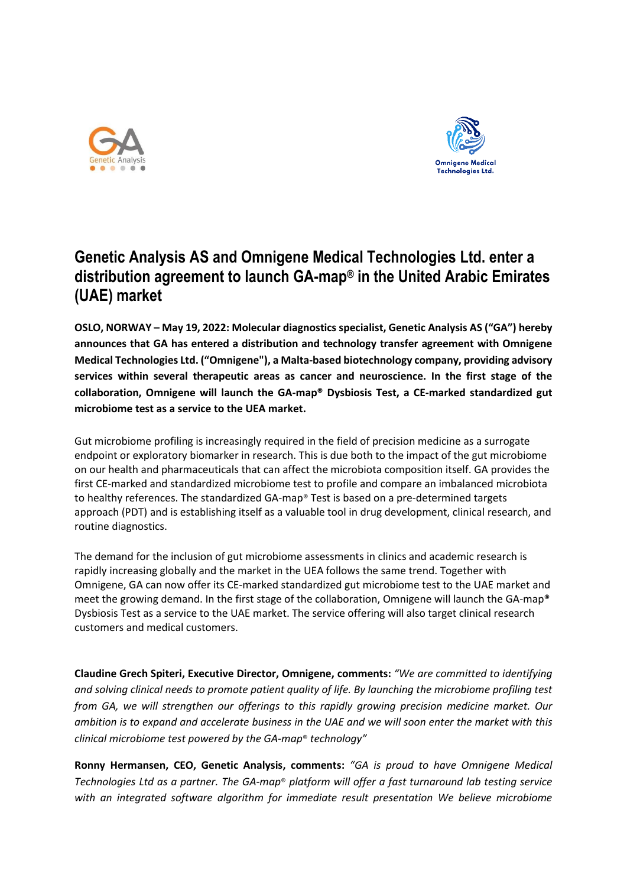# Genetic Analysis AS and Omnigene Medical Technologies Ltd. enter a distribution agreement to launch GA-map® in the United Arabic Emirates (UAE) market

**OSLO, NORWAY – May 19, 2022: Molecular diagnostics specialist, Genetic Analysis AS ("GA") hereby announces that GA has entered a distribution and technology transfer agreement with Omnigene Medical Technologies Ltd. ("Omnigene"), a Malta-based biotechnology company, providing advisory services within several therapeutic areas as cancer and neuroscience. In the first stage of the collaboration, Omnigene will launch the GA-map® Dysbiosis Test, a CE-marked standardized gut microbiome test as a service to the UEA market.**

Gut microbiome profiling is increasingly required in the field of precision medicine as a surrogate endpoint or exploratory biomarker in research. This is due both to the impact of the gut microbiome on our health and pharmaceuticals that can affect the microbiota composition itself. GA provides the first CE-marked and standardized microbiome test to profile and compare an imbalanced microbiota to healthy references. The standardized GA-map® Test is based on a pre-determined targets approach (PDT) and is establishing itself as a valuable tool in drug development, clinical research, and routine diagnostics.

The demand for the inclusion of gut microbiome assessments in clinics and academic research is rapidly increasing globally and the market in the UEA follows the same trend. Together with Omnigene, GA can now offer its CE-marked standardized gut microbiome test to the UAE market and meet the growing demand. In the first stage of the collaboration, Omnigene will launch the GA-map® Dysbiosis Test as a service to the UAE market. The service offering will also target clinical research customers and medical customers.

**Claudine Grech Spiteri, Executive Director, Omnigene, comments:** *"We are committed to identifying and solving clinical needs to promote patient quality of life. By launching the microbiome profiling test from GA, we will strengthen our offerings to this rapidly growing precision medicine market. Our ambition is to expand and accelerate business in the UAE and we will soon enter the market with this clinical microbiome test powered by the GA-map® technology"*

**Ronny Hermansen, CEO, Genetic Analysis, comments:** *"GA is proud to have Omnigene Medical Technologies Ltd as a partner. The GA-map® platform will offer a fast turnaround lab testing service with an integrated software algorithm for immediate result presentation We believe microbiome*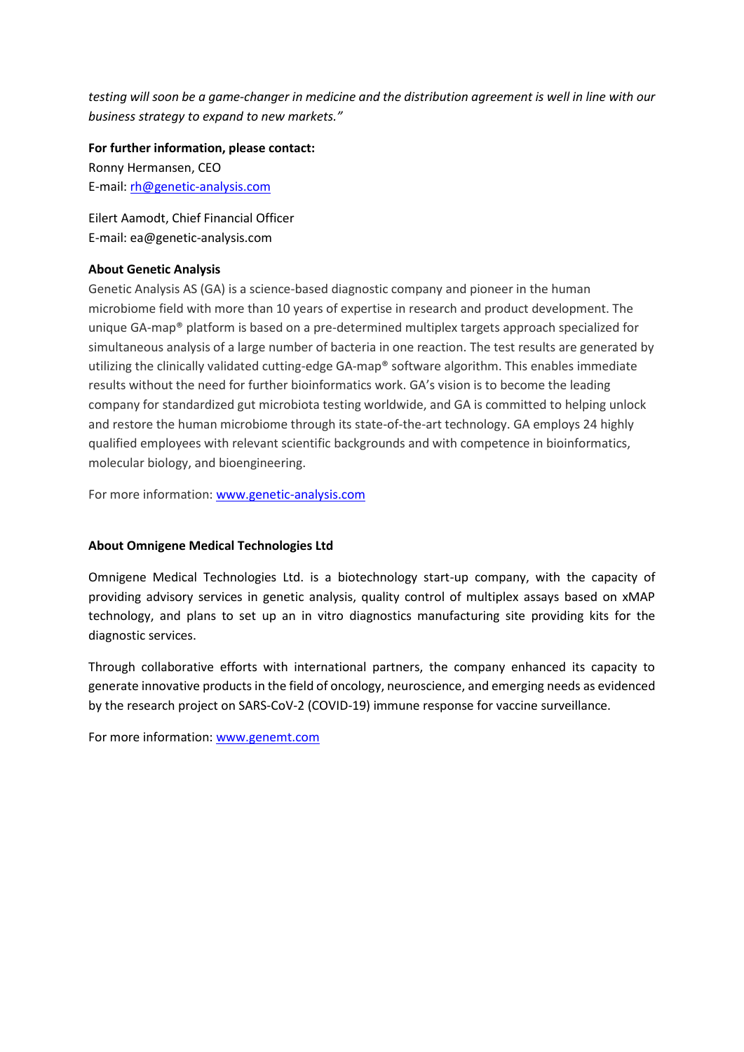*testing will soon be a game-changer in medicine and the distribution agreement is well in line with our business strategy to expand to new markets."*

**For further information, please contact:**
Ronny Hermansen, CEO
E-mail: rh@genetic-analysis.com

Eilert Aamodt, Chief Financial Officer
E-mail: ea@genetic-analysis.com

**About Genetic Analysis**

Genetic Analysis AS (GA) is a science-based diagnostic company and pioneer in the human microbiome field with more than 10 years of expertise in research and product development. The unique GA-map® platform is based on a pre-determined multiplex targets approach specialized for simultaneous analysis of a large number of bacteria in one reaction. The test results are generated by utilizing the clinically validated cutting-edge GA-map® software algorithm. This enables immediate results without the need for further bioinformatics work. GA's vision is to become the leading company for standardized gut microbiota testing worldwide, and GA is committed to helping unlock and restore the human microbiome through its state-of-the-art technology. GA employs 24 highly qualified employees with relevant scientific backgrounds and with competence in bioinformatics, molecular biology, and bioengineering.

For more information: www.genetic-analysis.com

**About Omnigene Medical Technologies Ltd**

Omnigene Medical Technologies Ltd. is a biotechnology start-up company, with the capacity of providing advisory services in genetic analysis, quality control of multiplex assays based on xMAP technology, and plans to set up an in vitro diagnostics manufacturing site providing kits for the diagnostic services.

Through collaborative efforts with international partners, the company enhanced its capacity to generate innovative products in the field of oncology, neuroscience, and emerging needs as evidenced by the research project on SARS-CoV-2 (COVID-19) immune response for vaccine surveillance.

For more information: www.genemt.com